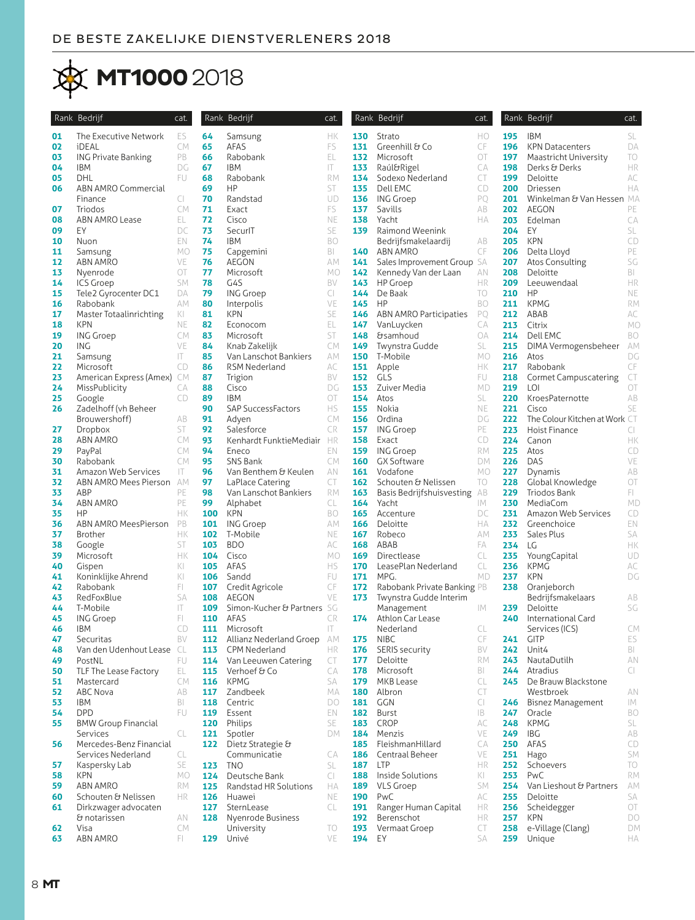DE BESTE ZAKELIJKE DIENSTVERLENERS 2018

# MT1000 2018

| Rank | Bedrijf | cat. |
|---|---|---|
| 01 | The Executive Network | ES |
| 02 | iDEAL | CM |
| 03 | ING Private Banking | PB |
| 04 | IBM | DG |
| 05 | DHL | FU |
| 06 | ABN AMRO Commercial Finance | CI |
| 07 | Triodos | CM |
| 08 | ABN AMRO Lease | EL |
| 09 | EY | DC |
| 10 | Nuon | EN |
| 11 | Samsung | MO |
| 12 | ABN AMRO | VE |
| 13 | Nyenrode | OT |
| 14 | ICS Groep | SM |
| 15 | Tele2 Gyrocenter DC1 | DA |
| 16 | Rabobank | AM |
| 17 | Master Totaalinrichting | KI |
| 18 | KPN | NE |
| 19 | ING Groep | CM |
| 20 | ING | VE |
| 21 | Samsung | IT |
| 22 | Microsoft | CD |
| 23 | American Express (Amex) | CM |
| 24 | MissPublicity | CA |
| 25 | Google | CD |
| 26 | Zadelhoff (vh Beheer Brouwershoff) | AB |
| 27 | Dropbox | ST |
| 28 | ABN AMRO | CM |
| 29 | PayPal | CM |
| 30 | Rabobank | CM |
| 31 | Amazon Web Services | IT |
| 32 | ABN AMRO Mees Pierson | AM |
| 33 | ABP | PE |
| 34 | ABN AMRO | PE |
| 35 | HP | HK |
| 36 | ABN AMRO MeesPierson | PB |
| 37 | Brother | HK |
| 38 | Google | ST |
| 39 | Microsoft | HK |
| 40 | Gispen | KI |
| 41 | Koninklijke Ahrend | KI |
| 42 | Rabobank | FI |
| 43 | RedFoxBlue | SA |
| 44 | T-Mobile | IT |
| 45 | ING Groep | FI |
| 46 | IBM | CD |
| 47 | Securitas | BV |
| 48 | Van den Udenhout Lease | CL |
| 49 | PostNL | FU |
| 50 | TLF The Lease Factory | EL |
| 51 | Mastercard | CM |
| 52 | ABC Nova | AB |
| 53 | IBM | BI |
| 54 | DPD | FU |
| 55 | BMW Group Financial Services | CL |
| 56 | Mercedes-Benz Financial Services Nederland | CL |
| 57 | Kaspersky Lab | SE |
| 58 | KPN | MO |
| 59 | ABN AMRO | RM |
| 60 | Schouten & Nelissen | HR |
| 61 | Dirkzwager advocaten & notarissen | AN |
| 62 | Visa | CM |
| 63 | ABN AMRO | FI |
| 64 | Samsung | HK |
| 65 | AFAS | FS |
| 66 | Rabobank | EL |
| 67 | IBM | IT |
| 68 | Rabobank | RM |
| 69 | HP | ST |
| 70 | Randstad | UD |
| 71 | Exact | FS |
| 72 | Cisco | NE |
| 73 | SecurIT | SE |
| 74 | IBM | BO |
| 75 | Capgemini | BI |
| 76 | AEGON | AM |
| 77 | Microsoft | MO |
| 78 | G4S | BV |
| 79 | ING Groep | CI |
| 80 | Interpolis | VE |
| 81 | KPN | SE |
| 82 | Econocom | EL |
| 83 | Microsoft | ST |
| 84 | Knab Zakelijk | CM |
| 85 | Van Lanschot Bankiers | AM |
| 86 | RSM Nederland | AC |
| 87 | Trigion | BV |
| 88 | Cisco | DG |
| 89 | IBM | OT |
| 90 | SAP SuccessFactors | HS |
| 91 | Adyen | CM |
| 92 | Salesforce | CR |
| 93 | Kenhardt FunktieMediair | HR |
| 94 | Eneco | EN |
| 95 | SNS Bank | CM |
| 96 | Van Benthem & Keulen | AN |
| 97 | LaPlace Catering | CT |
| 98 | Van Lanschot Bankiers | RM |
| 99 | Alphabet | CL |
| 100 | KPN | BO |
| 101 | ING Groep | AM |
| 102 | T-Mobile | NE |
| 103 | BDO | AC |
| 104 | Cisco | MO |
| 105 | AFAS | HS |
| 106 | Sandd | FU |
| 107 | Credit Agricole | CF |
| 108 | AEGON | VE |
| 109 | Simon-Kucher & Partners | SG |
| 110 | AFAS | CR |
| 111 | Microsoft | IT |
| 112 | Allianz Nederland Groep | AM |
| 113 | CPM Nederland | HR |
| 114 | Van Leeuwen Catering | CT |
| 115 | Verhoef & Co | CA |
| 116 | KPMG | SA |
| 117 | Zandbeek | MA |
| 118 | Centric | DO |
| 119 | Essent | EN |
| 120 | Philips | SE |
| 121 | Spotler | DM |
| 122 | Dietz Strategie & Communicatie | CA |
| 123 | TNO | SL |
| 124 | Deutsche Bank | CI |
| 125 | Randstad HR Solutions | HA |
| 126 | Huawei | NE |
| 127 | SternLease | CL |
| 128 | Nyenrode Business University | TO |
| 129 | Univé | VE |
| 130 | Strato | HO |
| 131 | Greenhill & Co | CF |
| 132 | Microsoft | OT |
| 133 | Raúl&Rigel | CA |
| 134 | Sodexo Nederland | CT |
| 135 | Dell EMC | CD |
| 136 | ING Groep | PQ |
| 137 | Savills | AB |
| 138 | Yacht | HA |
| 139 | Raimond Weenink Bedrijfsmakelaardij | AB |
| 140 | ABN AMRO | CF |
| 141 | Sales Improvement Group | SA |
| 142 | Kennedy Van der Laan | AN |
| 143 | HP Groep | HR |
| 144 | De Baak | TO |
| 145 | HP | BO |
| 146 | ABN AMRO Participaties | PQ |
| 147 | VanLuycken | CA |
| 148 | &samhoud | OA |
| 149 | Twynstra Gudde | SL |
| 150 | T-Mobile | MO |
| 151 | Apple | HK |
| 152 | GLS | FU |
| 153 | Zuiver Media | MD |
| 154 | Atos | SL |
| 155 | Nokia | NE |
| 156 | Ordina | DG |
| 157 | ING Groep | PE |
| 158 | Exact | CD |
| 159 | ING Groep | RM |
| 160 | GX Software | DM |
| 161 | Vodafone | MO |
| 162 | Schouten & Nelissen | TO |
| 163 | Basis Bedrijfshuisvesting | AB |
| 164 | Yacht | IM |
| 165 | Accenture | DC |
| 166 | Deloitte | HA |
| 167 | Robeco | AM |
| 168 | ABAB | FA |
| 169 | Directlease | CL |
| 170 | LeasePlan Nederland | CL |
| 171 | MPG. | MD |
| 172 | Rabobank Private Banking | PB |
| 173 | Twynstra Gudde Interim Management | IM |
| 174 | Athlon Car Lease Nederland | CL |
| 175 | NIBC | CF |
| 176 | SERIS security | BV |
| 177 | Deloitte | RM |
| 178 | Microsoft | BI |
| 179 | MKB Lease | CL |
| 180 | Albron | CT |
| 181 | GGN | CI |
| 182 | Burst | IB |
| 183 | CROP | AC |
| 184 | Menzis | VE |
| 185 | FleishmanHillard | CA |
| 186 | Centraal Beheer | VE |
| 187 | LTP | HR |
| 188 | Inside Solutions | KI |
| 189 | VLS Groep | SM |
| 190 | PwC | AC |
| 191 | Ranger Human Capital | HR |
| 192 | Berenschot | HR |
| 193 | Vermaat Groep | CT |
| 194 | EY | SA |
| 195 | IBM | SL |
| 196 | KPN Datacenters | DA |
| 197 | Maastricht University | TO |
| 198 | Derks & Derks | HR |
| 199 | Deloitte | AC |
| 200 | Driessen | HA |
| 201 | Winkelman & Van Hessen | MA |
| 202 | AEGON | PE |
| 203 | Edelman | CA |
| 204 | EY | SL |
| 205 | KPN | CD |
| 206 | Delta Lloyd | PE |
| 207 | Atos Consulting | SG |
| 208 | Deloitte | BI |
| 209 | Leeuwendaal | HR |
| 210 | HP | NE |
| 211 | KPMG | RM |
| 212 | ABAB | AC |
| 213 | Citrix | MO |
| 214 | Dell EMC | BO |
| 215 | DIMA Vermogensbeheer | AM |
| 216 | Atos | DG |
| 217 | Rabobank | CF |
| 218 | Cormet Campuscatering | CT |
| 219 | LOI | OT |
| 220 | KroesPaternotte | AB |
| 221 | Cisco | SE |
| 222 | The Colour Kitchen at Work | CT |
| 223 | Hoist Finance | CI |
| 224 | Canon | HK |
| 225 | Atos | CD |
| 226 | DAS | VE |
| 227 | Dynamis | AB |
| 228 | Global Knowledge | OT |
| 229 | Triodos Bank | FI |
| 230 | MediaCom | MD |
| 231 | Amazon Web Services | CD |
| 232 | Greenchoice | EN |
| 233 | Sales Plus | SA |
| 234 | LG | HK |
| 235 | YoungCapital | UD |
| 236 | KPMG | AC |
| 237 | KPN | DG |
| 238 | Oranjeborch Bedrijfsmakelaars | AB |
| 239 | Deloitte | SG |
| 240 | International Card Services (ICS) | CM |
| 241 | GITP | ES |
| 242 | Unit4 | BI |
| 243 | NautaDutilh | AN |
| 244 | Atradius | CI |
| 245 | De Brauw Blackstone Westbroek | AN |
| 246 | Bisnez Management | IM |
| 247 | Oracle | BO |
| 248 | KPMG | SL |
| 249 | IBG | AB |
| 250 | AFAS | CD |
| 251 | Hago | SM |
| 252 | Schoevers | TO |
| 253 | PwC | RM |
| 254 | Van Lieshout & Partners | AM |
| 255 | Deloitte | SA |
| 256 | Scheidegger | OT |
| 257 | KPN | DO |
| 258 | e-Village (Clang) | DM |
| 259 | Unique | HA |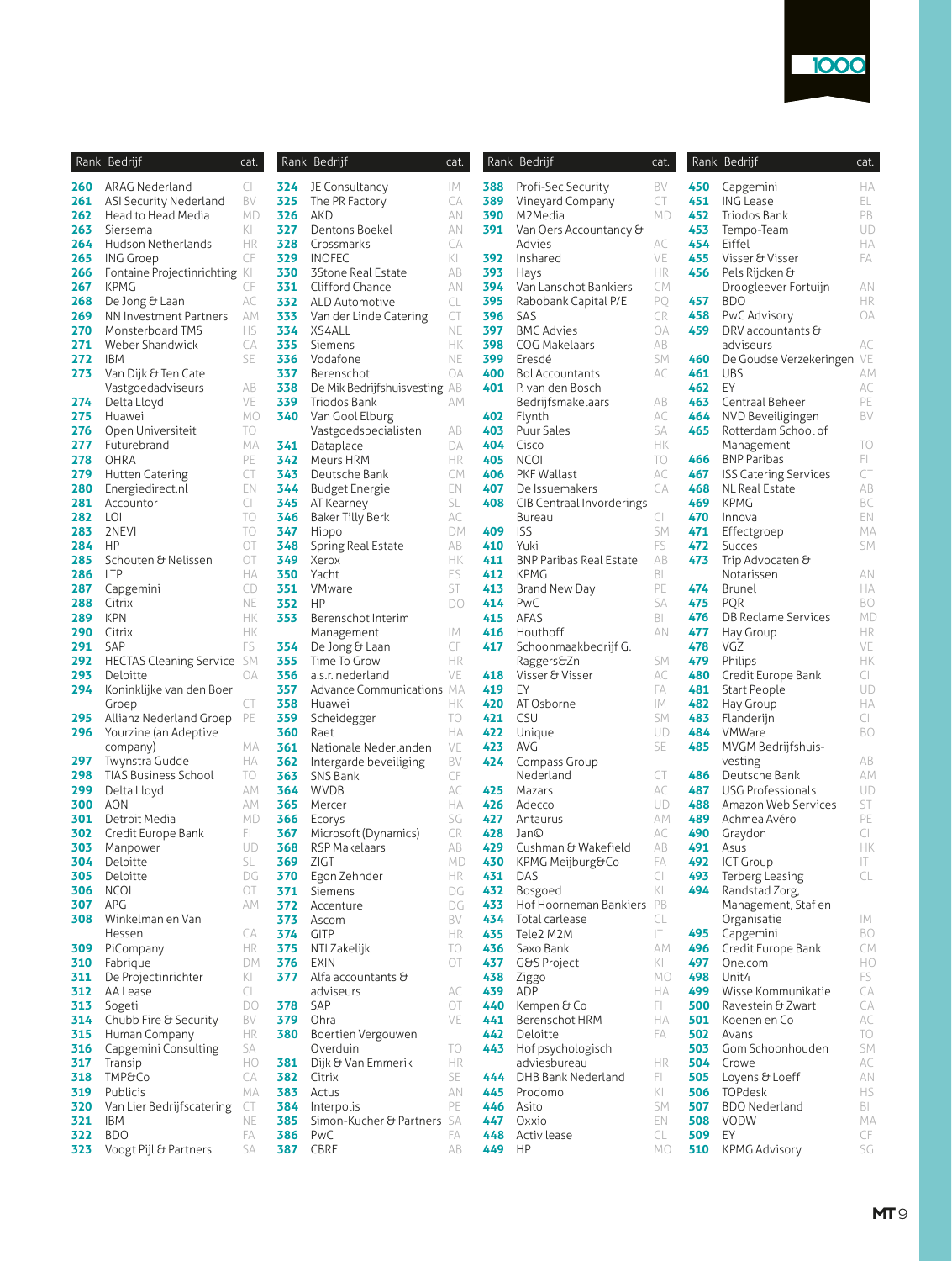| Rank | Bedrijf | cat. |
|---|---|---|
| 260 | ARAG Nederland | CI |
| 261 | ASI Security Nederland | BV |
| 262 | Head to Head Media | MD |
| 263 | Siersema | KI |
| 264 | Hudson Netherlands | HR |
| 265 | ING Groep | CF |
| 266 | Fontaine Projectinrichting | KI |
| 267 | KPMG | CF |
| 268 | De Jong & Laan | AC |
| 269 | NN Investment Partners | AM |
| 270 | Monsterboard TMS | HS |
| 271 | Weber Shandwick | CA |
| 272 | IBM | SE |
| 273 | Van Dijk & Ten Cate Vastgoedadviseurs | AB |
| 274 | Delta Lloyd | VE |
| 275 | Huawei | MO |
| 276 | Open Universiteit | TO |
| 277 | Futurebrand | MA |
| 278 | OHRA | PE |
| 279 | Hutten Catering | CT |
| 280 | Energiedirect.nl | EN |
| 281 | Accountor | CI |
| 282 | LOI | TO |
| 283 | 2NEVI | TO |
| 284 | HP | OT |
| 285 | Schouten & Nelissen | OT |
| 286 | LTP | HA |
| 287 | Capgemini | CD |
| 288 | Citrix | NE |
| 289 | KPN | HK |
| 290 | Citrix | HK |
| 291 | SAP | FS |
| 292 | HECTAS Cleaning Service | SM |
| 293 | Deloitte | OA |
| 294 | Koninklijke van den Boer Groep | CT |
| 295 | Allianz Nederland Groep | PE |
| 296 | Yourzine (an Adeptive company) | MA |
| 297 | Twynstra Gudde | HA |
| 298 | TIAS Business School | TO |
| 299 | Delta Lloyd | AM |
| 300 | AON | AM |
| 301 | Detroit Media | MD |
| 302 | Credit Europe Bank | FI |
| 303 | Manpower | UD |
| 304 | Deloitte | SL |
| 305 | Deloitte | DG |
| 306 | NCOI | OT |
| 307 | APG | AM |
| 308 | Winkelman en Van Hessen | CA |
| 309 | PiCompany | HR |
| 310 | Fabrique | DM |
| 311 | De Projectinrichter | KI |
| 312 | AA Lease | CL |
| 313 | Sogeti | DO |
| 314 | Chubb Fire & Security | BV |
| 315 | Human Company | HR |
| 316 | Capgemini Consulting | SA |
| 317 | Transip | HO |
| 318 | TMP&Co | CA |
| 319 | Publicis | MA |
| 320 | Van Lier Bedrijfscatering | CT |
| 321 | IBM | NE |
| 322 | BDO | FA |
| 323 | Voogt Pijl & Partners | SA |
| 324 | JE Consultancy | IM |
| 325 | The PR Factory | CA |
| 326 | AKD | AN |
| 327 | Dentons Boekel | AN |
| 328 | Crossmarks | CA |
| 329 | INOFEC | KI |
| 330 | 3Stone Real Estate | AB |
| 331 | Clifford Chance | AN |
| 332 | ALD Automotive | CL |
| 333 | Van der Linde Catering | CT |
| 334 | XS4ALL | NE |
| 335 | Siemens | HK |
| 336 | Vodafone | NE |
| 337 | Berenschot | OA |
| 338 | De Mik Bedrijfshuisvesting | AB |
| 339 | Triodos Bank | AM |
| 340 | Van Gool Elburg Vastgoedspecialisten | AB |
| 341 | Dataplace | DA |
| 342 | Meurs HRM | HR |
| 343 | Deutsche Bank | CM |
| 344 | Budget Energie | EN |
| 345 | AT Kearney | SL |
| 346 | Baker Tilly Berk | AC |
| 347 | Hippo | DM |
| 348 | Spring Real Estate | AB |
| 349 | Xerox | HK |
| 350 | Yacht | ES |
| 351 | VMware | ST |
| 352 | HP | DO |
| 353 | Berenschot Interim Management | IM |
| 354 | De Jong & Laan | CF |
| 355 | Time To Grow | HR |
| 356 | a.s.r. nederland | VE |
| 357 | Advance Communications | MA |
| 358 | Huawei | HK |
| 359 | Scheidegger | TO |
| 360 | Raet | HA |
| 361 | Nationale Nederlanden | VE |
| 362 | Intergarde beveiliging | BV |
| 363 | SNS Bank | CF |
| 364 | WVDB | AC |
| 365 | Mercer | HA |
| 366 | Ecorys | SG |
| 367 | Microsoft (Dynamics) | CR |
| 368 | RSP Makelaars | AB |
| 369 | ZIGT | MD |
| 370 | Egon Zehnder | HR |
| 371 | Siemens | DG |
| 372 | Accenture | DG |
| 373 | Ascom | BV |
| 374 | GITP | HR |
| 375 | NTI Zakelijk | TO |
| 376 | EXIN | OT |
| 377 | Alfa accountants & adviseurs | AC |
| 378 | SAP | OT |
| 379 | Ohra | VE |
| 380 | Boertien Vergouwen Overduin | TO |
| 381 | Dijk & Van Emmerik | HR |
| 382 | Citrix | SE |
| 383 | Actus | AN |
| 384 | Interpolis | PE |
| 385 | Simon-Kucher & Partners | SA |
| 386 | PwC | FA |
| 387 | CBRE | AB |
| 388 | Profi-Sec Security | BV |
| 389 | Vineyard Company | CT |
| 390 | M2Media | MD |
| 391 | Van Oers Accountancy & Advies | AC |
| 392 | Inshared | VE |
| 393 | Hays | HR |
| 394 | Van Lanschot Bankiers | CM |
| 395 | Rabobank Capital P/E | PQ |
| 396 | SAS | CR |
| 397 | BMC Advies | OA |
| 398 | COG Makelaars | AB |
| 399 | Eresdé | SM |
| 400 | Bol Accountants | AC |
| 401 | P. van den Bosch Bedrijfsmakelaars | AB |
| 402 | Flynth | AC |
| 403 | Puur Sales | SA |
| 404 | Cisco | HK |
| 405 | NCOI | TO |
| 406 | PKF Wallast | AC |
| 407 | De Issuemakers | CA |
| 408 | CIB Centraal Inorderings Bureau | CI |
| 409 | ISS | SM |
| 410 | Yuki | FS |
| 411 | BNP Paribas Real Estate | AB |
| 412 | KPMG | BI |
| 413 | Brand New Day | PE |
| 414 | PwC | SA |
| 415 | AFAS | BI |
| 416 | Houthoff | AN |
| 417 | Schoonmaakbedrijf G. Raggers&Zn | SM |
| 418 | Visser & Visser | AC |
| 419 | EY | FA |
| 420 | AT Osborne | IM |
| 421 | CSU | SM |
| 422 | Unique | UD |
| 423 | AVG | SE |
| 424 | Compass Group Nederland | CT |
| 425 | Mazars | AC |
| 426 | Adecco | UD |
| 427 | Antaurus | AM |
| 428 | Jan© | AC |
| 429 | Cushman & Wakefield | AB |
| 430 | KPMG Meijburg&Co | FA |
| 431 | DAS | CI |
| 432 | Bosgoed | KI |
| 433 | Hof Hoorneman Bankiers | PB |
| 434 | Total carlease | CL |
| 435 | Tele2 M2M | IT |
| 436 | Saxo Bank | AM |
| 437 | G&S Project | KI |
| 438 | Ziggo | MO |
| 439 | ADP | HA |
| 440 | Kempen & Co | FI |
| 441 | Berenschot HRM | HA |
| 442 | Deloitte | FA |
| 443 | Hof psychologisch adviesbureau | HR |
| 444 | DHB Bank Nederland | FI |
| 445 | Prodomo | KI |
| 446 | Asito | SM |
| 447 | Oxxio | EN |
| 448 | Activ lease | CL |
| 449 | HP | MO |
| 450 | Capgemini | HA |
| 451 | ING Lease | EL |
| 452 | Triodos Bank | PB |
| 453 | Tempo-Team | UD |
| 454 | Eiffel | HA |
| 455 | Visser & Visser | FA |
| 456 | Pels Rijcken & Droogleever Fortuijn | AN |
| 457 | BDO | HR |
| 458 | PwC Advisory | OA |
| 459 | DRV accountants & adviseurs | AC |
| 460 | De Goudse Verzekeringen | VE |
| 461 | UBS | AM |
| 462 | EY | AC |
| 463 | Centraal Beheer | PE |
| 464 | NVD Beveiligingen | BV |
| 465 | Rotterdam School of Management | TO |
| 466 | BNP Paribas | FI |
| 467 | ISS Catering Services | CT |
| 468 | NL Real Estate | AB |
| 469 | KPMG | BC |
| 470 | Innova | EN |
| 471 | Effectgroep | MA |
| 472 | Succes | SM |
| 473 | Trip Advocaten & Notarissen | AN |
| 474 | Brunel | HA |
| 475 | PQR | BO |
| 476 | DB Reclame Services | MD |
| 477 | Hay Group | HR |
| 478 | VGZ | VE |
| 479 | Philips | HK |
| 480 | Credit Europe Bank | CI |
| 481 | Start People | UD |
| 482 | Hay Group | HA |
| 483 | Flanderijn | CI |
| 484 | VMWare | BO |
| 485 | MVGM Bedrijfshuisvesting | AB |
| 486 | Deutsche Bank | AM |
| 487 | USG Professionals | UD |
| 488 | Amazon Web Services | ST |
| 489 | Achmea Avéro | PE |
| 490 | Graydon | CI |
| 491 | Asus | HK |
| 492 | ICT Group | IT |
| 493 | Terberg Leasing | CL |
| 494 | Randstad Zorg, Management, Staf en Organisatie | IM |
| 495 | Capgemini | BO |
| 496 | Credit Europe Bank | CM |
| 497 | One.com | HO |
| 498 | Unit4 | FS |
| 499 | Wisse Kommunikatie | CA |
| 500 | Ravestein & Zwart | CA |
| 501 | Koenen en Co | AC |
| 502 | Avans | TO |
| 503 | Gom Schoonhouden | SM |
| 504 | Crowe | AC |
| 505 | Loyens & Loeff | AN |
| 506 | TOPdesk | HS |
| 507 | BDO Nederland | BI |
| 508 | VODW | MA |
| 509 | EY | CF |
| 510 | KPMG Advisory | SG |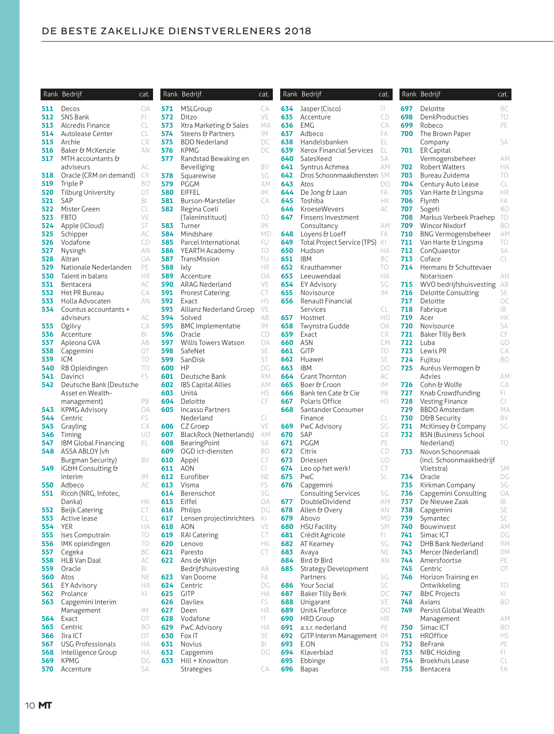## DE BESTE ZAKELIJKE DIENSTVERLENERS 2018

| Rank | Bedrijf | cat. |
|---|---|---|
| 511 | Decos | OA |
| 512 | SNS Bank | FI |
| 513 | Alcredis Finance | CL |
| 514 | Autolease Center | CL |
| 515 | Archie | CR |
| 516 | Baker & McKenzie | AN |
| 517 | MTH accountants & adviseurs | AC |
| 518 | Oracle (CRM on demand) | CR |
| 519 | Triple P | BO |
| 520 | Tilburg University | OT |
| 521 | SAP | BI |
| 522 | Mister Green | CR |
| 523 | FBTO | VE |
| 524 | Apple (iCloud) | ST |
| 525 | Schipper | AC |
| 526 | Vodafone | CD |
| 527 | Nysingh | AN |
| 528 | Altran | OA |
| 529 | Nationale Nederlanden | PE |
| 530 | Talent in balans | HR |
| 531 | Bentacera | AC |
| 532 | Het PR Bureau | CA |
| 533 | Holla Advocaten | AN |
| 534 | Countus accountants + adviseurs | AC |
| 535 | Ogilvy | CA |
| 536 | Accenture | BI |
| 537 | Apleona GVA | AB |
| 538 | Capgemini | OT |
| 539 | ICM | TO |
| 540 | RB Opleidingen | TO |
| 541 | Davinci | FS |
| 542 | Deutsche Bank (Deutsche Asset en Wealth-management) | PB |
| 543 | KPMG Advisory | OA |
| 544 | Centric | FS |
| 545 | Grayling | CA |
| 546 | Timing | UD |
| 547 | IBM Global Financing | EL |
| 548 | ASSA ABLOY (vh Burgman Security) | BV |
| 549 | IG&H Consulting & Interim | IM |
| 550 | Adbeco | AC |
| 551 | Ricoh (NRG, Infotec, Danka) | HK |
| 552 | Beijk Catering | CT |
| 553 | Active lease | CL |
| 554 | YER | HA |
| 555 | Ises Computrain | TO |
| 556 | IMK opleidingen | TO |
| 557 | Cegeka | BC |
| 558 | HLB Van Daal | AC |
| 559 | Oracle | BI |
| 560 | Atos | NE |
| 561 | EY Advisory | HA |
| 562 | Prolance | KI |
| 563 | Capgemini Interim Management | IM |
| 564 | Exact | OT |
| 565 | Centric | BO |
| 566 | Jira ICT | OT |
| 567 | USG Professionals | HA |
| 568 | Intelligence Group | HA |
| 569 | KPMG | DG |
| 570 | Accenture | SA |
| 571 | MSLGroup | CA |
| 572 | Ditzo | VE |
| 573 | Xtra Marketing & Sales | MA |
| 574 | Steens & Partners | IM |
| 575 | BDO Nederland | DC |
| 576 | KPMG | DC |
| 577 | Randstad Bewaking en Beveiliging | BV |
| 578 | Squarewise | SG |
| 579 | PGGM | AM |
| 580 | EIFFEL | IM |
| 581 | Burson-Marsteller | CA |
| 582 | Regina Coeli (Taleninstituut) | TO |
| 583 | Turner | IM |
| 584 | Mindshare | MD |
| 585 | Parcel International | FU |
| 586 | YEARTH Academy | TO |
| 587 | TransMission | FU |
| 588 | Ixly | HR |
| 589 | Accenture | OA |
| 590 | ARAG Nederland | VE |
| 591 | Prorest Catering | CT |
| 592 | Exact | HS |
| 593 | Allianz Nederland Groep | VE |
| 594 | Solved | AB |
| 595 | BMC Implementatie | IM |
| 596 | Oracle | CD |
| 597 | Willis Towers Watson | OA |
| 598 | SafeNet | SE |
| 599 | SanDisk | ST |
| 600 | HP | DG |
| 601 | Deutsche Bank | RM |
| 602 | IBS Capital Allies | AM |
| 603 | Unit4 | HS |
| 604 | Deloitte | CF |
| 605 | Incasso Partners Nederland | CI |
| 606 | CZ Groep | VE |
| 607 | BlackRock (Netherlands) | AM |
| 608 | BearingPoint | SA |
| 609 | OGD ict-diensten | BO |
| 610 | Appèl | CT |
| 611 | AON | CI |
| 612 | Eurofiber | NE |
| 613 | Visma | FS |
| 614 | Berenschot | SG |
| 615 | Eiffel | OA |
| 616 | Philips | DG |
| 617 | Lensen projectinrichters | KI |
| 618 | AON | VE |
| 619 | RAI Catering | CT |
| 620 | Lenovo | HK |
| 621 | Paresto | CT |
| 622 | Ans de Wijn Bedrijfshuisvesting | AB |
| 623 | Van Doorne | FA |
| 624 | Centric | DG |
| 625 | GITP | HA |
| 626 | Davilex | FS |
| 627 | Deen | HR |
| 628 | Vodafone | IT |
| 629 | PwC Advisory | HA |
| 630 | Fox IT | SE |
| 631 | Novius | BI |
| 632 | Capgemini | DG |
| 633 | Hill + Knowlton Strategies | CA |
| 634 | Jasper (Cisco) | IT |
| 635 | Accenture | CD |
| 636 | EMG | CA |
| 637 | Adbeco | FA |
| 638 | Handelsbanken | EL |
| 639 | Xerox Financial Services | EL |
| 640 | SalesXeed | SA |
| 641 | Syntrus Achmea | AM |
| 642 | Dros Schoonmaakdiensten | SM |
| 643 | Atos | DO |
| 644 | De Jong & Laan | FA |
| 645 | Toshiba | HK |
| 646 | KroeseWevers | AC |
| 647 | Finsens Investment Consultancy | AM |
| 648 | Loyens & Loeff | FA |
| 649 | Total Project Service (TPS) | KI |
| 650 | Hudson | HA |
| 651 | IBM | BC |
| 652 | Krauthammer | TO |
| 653 | Leeuwendaal | HA |
| 654 | EY Advisory | SG |
| 655 | Novisource | IM |
| 656 | Renault Financial Services | CL |
| 657 | Hostnet | HO |
| 658 | Twynstra Gudde | OA |
| 659 | Exact | CR |
| 660 | ASN | CM |
| 661 | GITP | TO |
| 662 | Huawei | SE |
| 663 | IBM | DO |
| 664 | Grant Thornton | AC |
| 665 | Boer & Croon | IM |
| 666 | Bank ten Cate & Cie | PB |
| 667 | Polaris Office | HS |
| 668 | Santander Consumer Finance | CL |
| 669 | PwC Advisory | SG |
| 670 | SAP | CR |
| 671 | PGGM | PE |
| 672 | Citrix | CD |
| 673 | Driessen | UD |
| 674 | Leo op het werk! | CT |
| 675 | PwC | SL |
| 676 | Capgemini Consulting Services | SG |
| 677 | DoubleDividend | AM |
| 678 | Allen & Overy | AN |
| 679 | Abovo | MD |
| 680 | HSU Facility | SM |
| 681 | Crédit Agricole | FI |
| 682 | AT Kearney | SG |
| 683 | Avaya | NE |
| 684 | Bird & Bird | AN |
| 685 | Strategy Development Partners | SG |
| 686 | Your Social | SC |
| 687 | Baker Tilly Berk | DC |
| 688 | Unigarant | VE |
| 689 | Unit4 Flexforce | DO |
| 690 | HRD Group | HR |
| 691 | a.s.r. nederland | PE |
| 692 | GITP Interim Management | IM |
| 693 | E.ON | EN |
| 694 | Klaverblad | VE |
| 695 | Ebbinge | ES |
| 696 | Bapas | HR |
| 697 | Deloitte | BC |
| 698 | DenkProducties | TO |
| 699 | Robeco | PE |
| 700 | The Brown Paper Company | SA |
| 701 | ER Capital Vermogensbeheer | AM |
| 702 | Robert Walters | HA |
| 703 | Bureau Zuidema | TO |
| 704 | Century Auto Lease | CL |
| 705 | Van Harte & Lingsma | HR |
| 706 | Flynth | FA |
| 707 | Sogeti | BO |
| 708 | Markus Verbeek Praehep | TO |
| 709 | Wincor Nixdorf | BO |
| 710 | BNG Vermogensbeheer | AM |
| 711 | Van Harte & Lingsma | TO |
| 712 | ConQuaestor | SA |
| 713 | Coface | CI |
| 714 | Hermans & Schuttevaer Notarissen | AN |
| 715 | WVO bedrijfshuisvesting | AB |
| 716 | Deloitte Consulting | SE |
| 717 | Deloitte | DC |
| 718 | Fabrique | IB |
| 719 | Acer | HK |
| 720 | Novisource | SA |
| 721 | Baker Tilly Berk | CF |
| 722 | Luba | UD |
| 723 | Lewis PR | CA |
| 724 | Fujitsu | BO |
| 725 | Auréus Vermogen & Advies | AM |
| 726 | Cohn & Wolfe | CA |
| 727 | Knab Crowdfunding | FI |
| 728 | Vesting Finance | CI |
| 729 | BBDO Amsterdam | MA |
| 730 | D&B Security | BV |
| 731 | McKinsey & Company | SG |
| 732 | BSN (Business School Nederland) | TO |
| 733 | Novon Schoonmaak (incl. Schoonmaakbedrijf Vlietstra) | SM |
| 734 | Oracle | DG |
| 735 | Kirkman Company | SG |
| 736 | Capgemini Consulting | OA |
| 737 | De Nieuwe Zaak | IB |
| 738 | Capgemini | SE |
| 739 | Symantec | SE |
| 740 | Bouwinvest | AM |
| 741 | Simac ICT | DG |
| 742 | DHB Bank Nederland | RM |
| 743 | Mercer (Nederland) | RM |
| 744 | Amersfoortse | PE |
| 745 | Centric | OT |
| 746 | Horizon Training en Ontwikkeling | TO |
| 747 | B&C Projects | KI |
| 748 | Axians | BO |
| 749 | Persist Global Wealth Management | AM |
| 750 | Simac ICT | BO |
| 751 | HROffice | HS |
| 752 | BeFrank | PE |
| 753 | NIBC Holding | FI |
| 754 | Broekhuis Lease | CL |
| 755 | Bentacera | FA |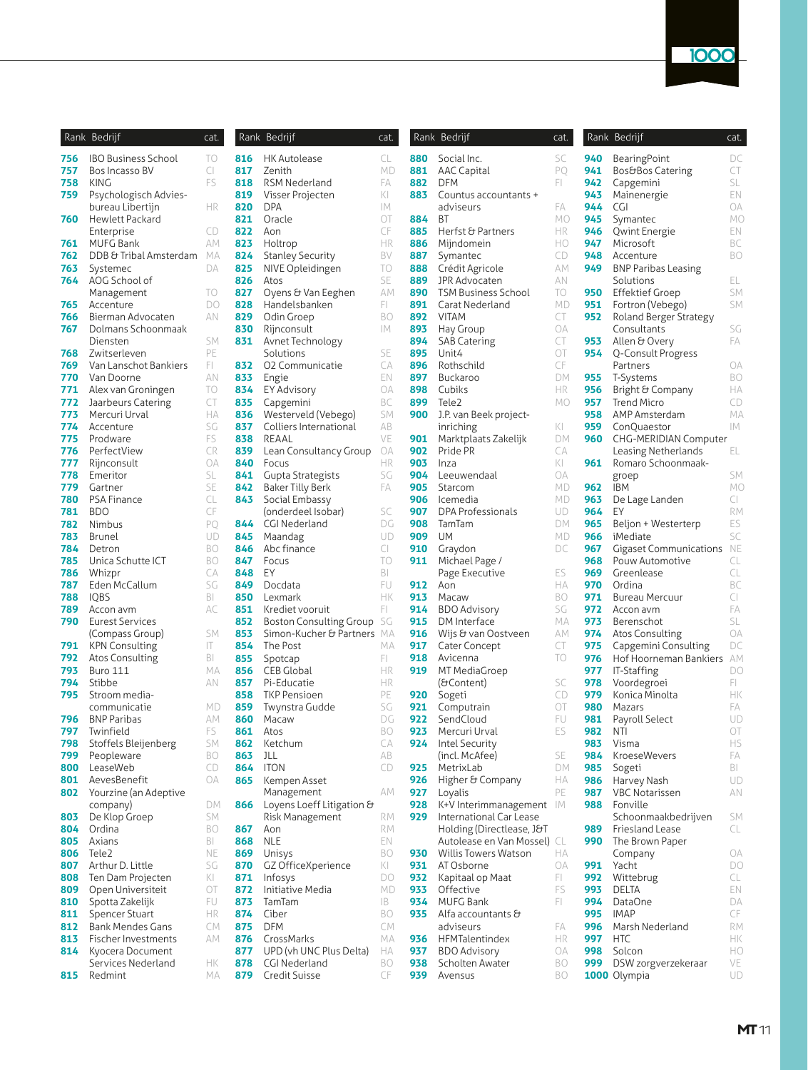| Rank | Bedrijf | cat. |
|---|---|---|
| 756 | IBO Business School | TO |
| 757 | Bos Incasso BV | CI |
| 758 | KING | FS |
| 759 | Psychologisch Adviesbureau Libertijn | HR |
| 760 | Hewlett Packard Enterprise | CD |
| 761 | MUFG Bank | AM |
| 762 | DDB & Tribal Amsterdam | MA |
| 763 | Systemec | DA |
| 764 | AOG School of Management | TO |
| 765 | Accenture | DO |
| 766 | Bierman Advocaten | AN |
| 767 | Dolmans Schoonmaak Diensten | SM |
| 768 | Zwitserleven | PE |
| 769 | Van Lanschot Bankiers | FI |
| 770 | Van Doorne | AN |
| 771 | Alex van Groningen | TO |
| 772 | Jaarbeurs Catering | CT |
| 773 | Mercuri Urval | HA |
| 774 | Accenture | SG |
| 775 | Prodware | FS |
| 776 | PerfectView | CR |
| 777 | Rijnconsult | OA |
| 778 | Emeritor | SL |
| 779 | Gartner | SE |
| 780 | PSA Finance | CL |
| 781 | BDO | CF |
| 782 | Nimbus | PQ |
| 783 | Brunel | UD |
| 784 | Detron | BO |
| 785 | Unica Schutte ICT | BO |
| 786 | Whizpr | CA |
| 787 | Eden McCallum | SG |
| 788 | IQBS | BI |
| 789 | Accon avm | AC |
| 790 | Eurest Services (Compass Group) | SM |
| 791 | KPN Consulting | IT |
| 792 | Atos Consulting | BI |
| 793 | Buro 111 | MA |
| 794 | Stibbe | AN |
| 795 | Stroom media-communicatie | MD |
| 796 | BNP Paribas | AM |
| 797 | Twinfield | FS |
| 798 | Stoffels Bleijenberg | SM |
| 799 | Peopleware | BO |
| 800 | LeaseWeb | CD |
| 801 | AevesBenefit | OA |
| 802 | Yourzine (an Adeptive company) | DM |
| 803 | De Klop Groep | SM |
| 804 | Ordina | BO |
| 805 | Axians | BI |
| 806 | Tele2 | NE |
| 807 | Arthur D. Little | SG |
| 808 | Ten Dam Projecten | KI |
| 809 | Open Universiteit | OT |
| 810 | Spotta Zakelijk | FU |
| 811 | Spencer Stuart | HR |
| 812 | Bank Mendes Gans | CM |
| 813 | Fischer Investments | AM |
| 814 | Kyocera Document Services Nederland | HK |
| 815 | Redmint | MA |
| 816 | HK Autolease | CL |
| 817 | Zenith | MD |
| 818 | RSM Nederland | FA |
| 819 | Visser Projecten | KI |
| 820 | DPA | IM |
| 821 | Oracle | OT |
| 822 | Aon | CF |
| 823 | Holtrop | HR |
| 824 | Stanley Security | BV |
| 825 | NIVE Opleidingen | TO |
| 826 | Atos | SE |
| 827 | Oyens & Van Eeghen | AM |
| 828 | Handelsbanken | FI |
| 829 | Odin Groep | BO |
| 830 | Rijnconsult | IM |
| 831 | Avnet Technology Solutions | SE |
| 832 | O2 Communicatie | CA |
| 833 | Engie | EN |
| 834 | EY Advisory | OA |
| 835 | Capgemini | BC |
| 836 | Westerveld (Vebego) | SM |
| 837 | Colliers International | AB |
| 838 | REAAL | VE |
| 839 | Lean Consultancy Group | OA |
| 840 | Focus | HR |
| 841 | Gupta Strategists | SG |
| 842 | Baker Tilly Berk | FA |
| 843 | Social Embassy (onderdeel Isobar) | SC |
| 844 | CGI Nederland | DG |
| 845 | Maandag | UD |
| 846 | Abc finance | CI |
| 847 | Focus | TO |
| 848 | EY | BI |
| 849 | Docdata | FU |
| 850 | Lexmark | HK |
| 851 | Krediet vooruit | FI |
| 852 | Boston Consulting Group | SG |
| 853 | Simon-Kucher & Partners | MA |
| 854 | The Post | MA |
| 855 | Spotcap | FI |
| 856 | CEB Global | HR |
| 857 | Pi-Educatie | HR |
| 858 | TKP Pensioen | PE |
| 859 | Twynstra Gudde | SG |
| 860 | Macaw | DG |
| 861 | Atos | BO |
| 862 | Ketchum | CA |
| 863 | JLL | AB |
| 864 | ITON | CD |
| 865 | Kempen Asset Management | AM |
| 866 | Loyens Loeff Litigation & Risk Management | RM |
| 867 | Aon | RM |
| 868 | NLE | EN |
| 869 | Unisys | BO |
| 870 | GZ OfficeXperience | KI |
| 871 | Infosys | DO |
| 872 | Initiative Media | MD |
| 873 | TamTam | IB |
| 874 | Ciber | BO |
| 875 | DFM | CM |
| 876 | CrossMarks | MA |
| 877 | UPD (vh UNC Plus Delta) | HA |
| 878 | CGI Nederland | BO |
| 879 | Credit Suisse | CF |
| 880 | Social Inc. | SC |
| 881 | AAC Capital | PQ |
| 882 | DFM | FI |
| 883 | Countus accountants + adviseurs | FA |
| 884 | BT | MO |
| 885 | Herfst & Partners | HR |
| 886 | Mijndomein | HO |
| 887 | Symantec | CD |
| 888 | Crédit Agricole | AM |
| 889 | JPR Advocaten | AN |
| 890 | TSM Business School | TO |
| 891 | Carat Nederland | MD |
| 892 | VITAM | CT |
| 893 | Hay Group | OA |
| 894 | SAB Catering | CT |
| 895 | Unit4 | OT |
| 896 | Rothschild | CF |
| 897 | Buckaroo | DM |
| 898 | Cubiks | HR |
| 899 | Tele2 | MO |
| 900 | J.P. van Beek project-inrichting | KI |
| 901 | Marktplaats Zakelijk | DM |
| 902 | Pride PR | CA |
| 903 | Inza | KI |
| 904 | Leeuwendaal | OA |
| 905 | Starcom | MD |
| 906 | Icemedia | MD |
| 907 | DPA Professionals | UD |
| 908 | TamTam | DM |
| 909 | UM | MD |
| 910 | Graydon | DC |
| 911 | Michael Page / Page Executive | ES |
| 912 | Aon | HA |
| 913 | Macaw | BO |
| 914 | BDO Advisory | SG |
| 915 | DM Interface | MA |
| 916 | Wijs & van Oostveen | AM |
| 917 | Cater Concept | CT |
| 918 | Avicenna | TO |
| 919 | MT MediaGroep (&Content) | SC |
| 920 | Sogeti | CD |
| 921 | Computrain | OT |
| 922 | SendCloud | FU |
| 923 | Mercuri Urval | ES |
| 924 | Intel Security (incl. McAfee) | SE |
| 925 | MetrixLab | DM |
| 926 | Higher & Company | HA |
| 927 | Loyalis | PE |
| 928 | K+V Interimmanagement | IM |
| 929 | International Car Lease Holding (Directlease, J&T Autolease en Van Mossel) | CL |
| 930 | Willis Towers Watson | HA |
| 931 | AT Osborne | OA |
| 932 | Kapitaal op Maat | FI |
| 933 | Offective | FS |
| 934 | MUFG Bank | FI |
| 935 | Alfa accountants & adviseurs | FA |
| 936 | HFMTalentindex | HR |
| 937 | BDO Advisory | OA |
| 938 | Scholten Awater | BO |
| 939 | Avensus | BO |
| 940 | BearingPoint | DC |
| 941 | Bos&Bos Catering | CT |
| 942 | Capgemini | SL |
| 943 | Mainenergie | EN |
| 944 | CGI | OA |
| 945 | Symantec | MO |
| 946 | Qwint Energie | EN |
| 947 | Microsoft | BC |
| 948 | Accenture | BO |
| 949 | BNP Paribas Leasing Solutions | EL |
| 950 | Effektief Groep | SM |
| 951 | Fortron (Vebego) | SM |
| 952 | Roland Berger Strategy Consultants | SG |
| 953 | Allen & Overy | FA |
| 954 | Q-Consult Progress Partners | OA |
| 955 | T-Systems | BO |
| 956 | Bright & Company | HA |
| 957 | Trend Micro | CD |
| 958 | AMP Amsterdam | MA |
| 959 | ConQuaestor | IM |
| 960 | CHG-MERIDIAN Computer Leasing Netherlands | EL |
| 961 | Romaro Schoonmaak-groep | SM |
| 962 | IBM | MO |
| 963 | De Lage Landen | CI |
| 964 | EY | RM |
| 965 | Beljon + Westerterp | ES |
| 966 | iMediate | SC |
| 967 | Gigaset Communications | NE |
| 968 | Pouw Automotive | CL |
| 969 | Greenlease | CL |
| 970 | Ordina | BC |
| 971 | Bureau Mercuur | CI |
| 972 | Accon avm | FA |
| 973 | Berenschot | SL |
| 974 | Atos Consulting | OA |
| 975 | Capgemini Consulting | DC |
| 976 | Hof Hoorneman Bankiers | AM |
| 977 | IT-Staffing | DO |
| 978 | Voordegroei | FI |
| 979 | Konica Minolta | HK |
| 980 | Mazars | FA |
| 981 | Payroll Select | UD |
| 982 | NTI | OT |
| 983 | Visma | HS |
| 984 | KroeseWevers | FA |
| 985 | Sogeti | BI |
| 986 | Harvey Nash | UD |
| 987 | VBC Notarissen | AN |
| 988 | Fonville Schoonmaakbedrijven | SM |
| 989 | Friesland Lease | CL |
| 990 | The Brown Paper Company | OA |
| 991 | Yacht | DO |
| 992 | Wittebrug | CL |
| 993 | DELTA | EN |
| 994 | DataOne | DA |
| 995 | IMAP | CF |
| 996 | Marsh Nederland | RM |
| 997 | HTC | HK |
| 998 | Solcon | HO |
| 999 | DSW zorgverzekeraar | VE |
| 1000 | Olympia | UD |